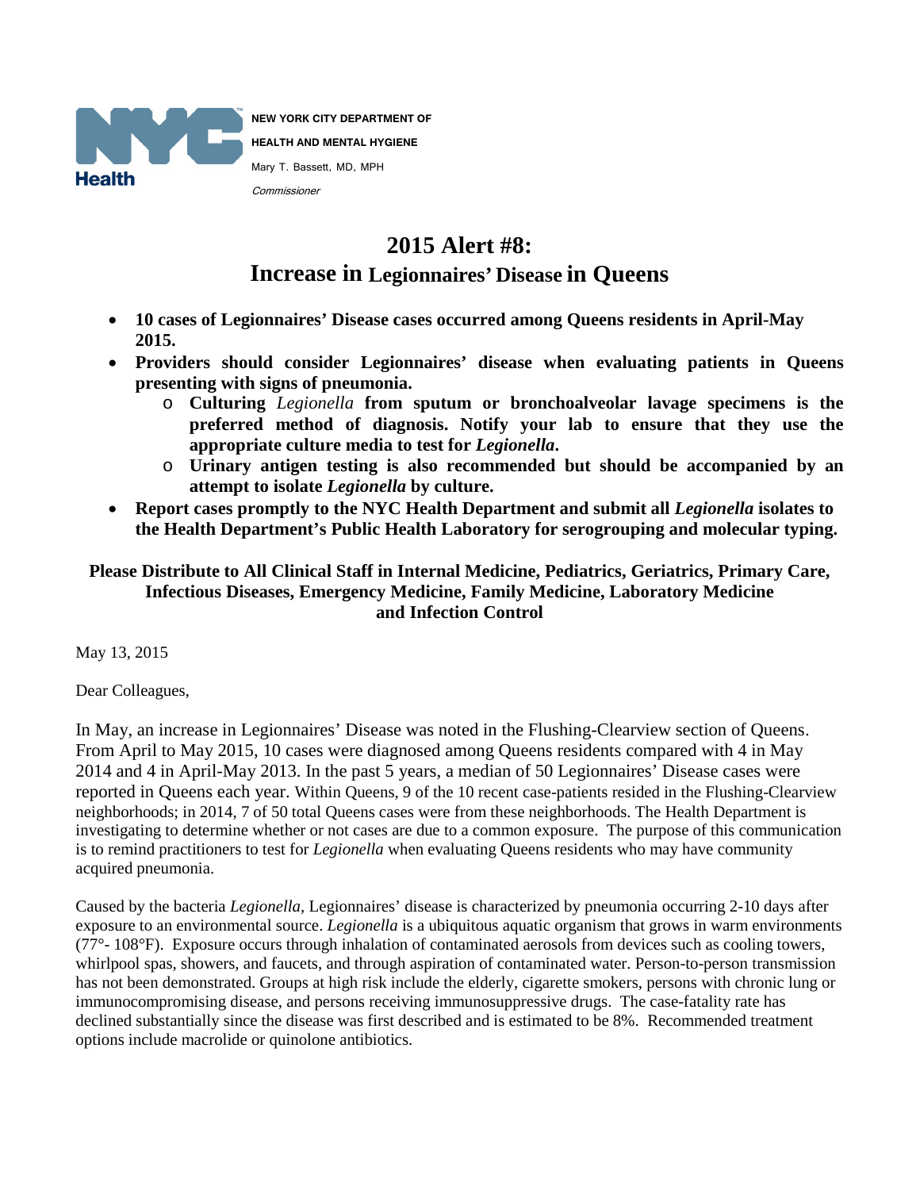**NEW YORK CITY DEPARTMENT OF HEALTH AND MENTAL HYGIENE**

Mary T. Bassett, MD, MPH

*Commissioner*

# 2015 Alert #8:
# Increase in Legionnaires' Disease in Queens

- **10 cases of Legionnaires' Disease cases occurred among Queens residents in April-May 2015.**
- **Providers should consider Legionnaires' disease when evaluating patients in Queens presenting with signs of pneumonia.**
  - **Culturing *Legionella* from sputum or bronchoalveolar lavage specimens is the preferred method of diagnosis. Notify your lab to ensure that they use the appropriate culture media to test for *Legionella*.**
  - **Urinary antigen testing is also recommended but should be accompanied by an attempt to isolate *Legionella* by culture.**
- **Report cases promptly to the NYC Health Department and submit all *Legionella* isolates to the Health Department's Public Health Laboratory for serogrouping and molecular typing.**

**Please Distribute to All Clinical Staff in Internal Medicine, Pediatrics, Geriatrics, Primary Care, Infectious Diseases, Emergency Medicine, Family Medicine, Laboratory Medicine and Infection Control**

May 13, 2015

Dear Colleagues,

In May, an increase in Legionnaires' Disease was noted in the Flushing-Clearview section of Queens. From April to May 2015, 10 cases were diagnosed among Queens residents compared with 4 in May 2014 and 4 in April-May 2013. In the past 5 years, a median of 50 Legionnaires' Disease cases were reported in Queens each year. Within Queens, 9 of the 10 recent case-patients resided in the Flushing-Clearview neighborhoods; in 2014, 7 of 50 total Queens cases were from these neighborhoods. The Health Department is investigating to determine whether or not cases are due to a common exposure. The purpose of this communication is to remind practitioners to test for *Legionella* when evaluating Queens residents who may have community acquired pneumonia.

Caused by the bacteria *Legionella*, Legionnaires' disease is characterized by pneumonia occurring 2-10 days after exposure to an environmental source. *Legionella* is a ubiquitous aquatic organism that grows in warm environments (77°- 108°F). Exposure occurs through inhalation of contaminated aerosols from devices such as cooling towers, whirlpool spas, showers, and faucets, and through aspiration of contaminated water. Person-to-person transmission has not been demonstrated. Groups at high risk include the elderly, cigarette smokers, persons with chronic lung or immunocompromising disease, and persons receiving immunosuppressive drugs. The case-fatality rate has declined substantially since the disease was first described and is estimated to be 8%. Recommended treatment options include macrolide or quinolone antibiotics.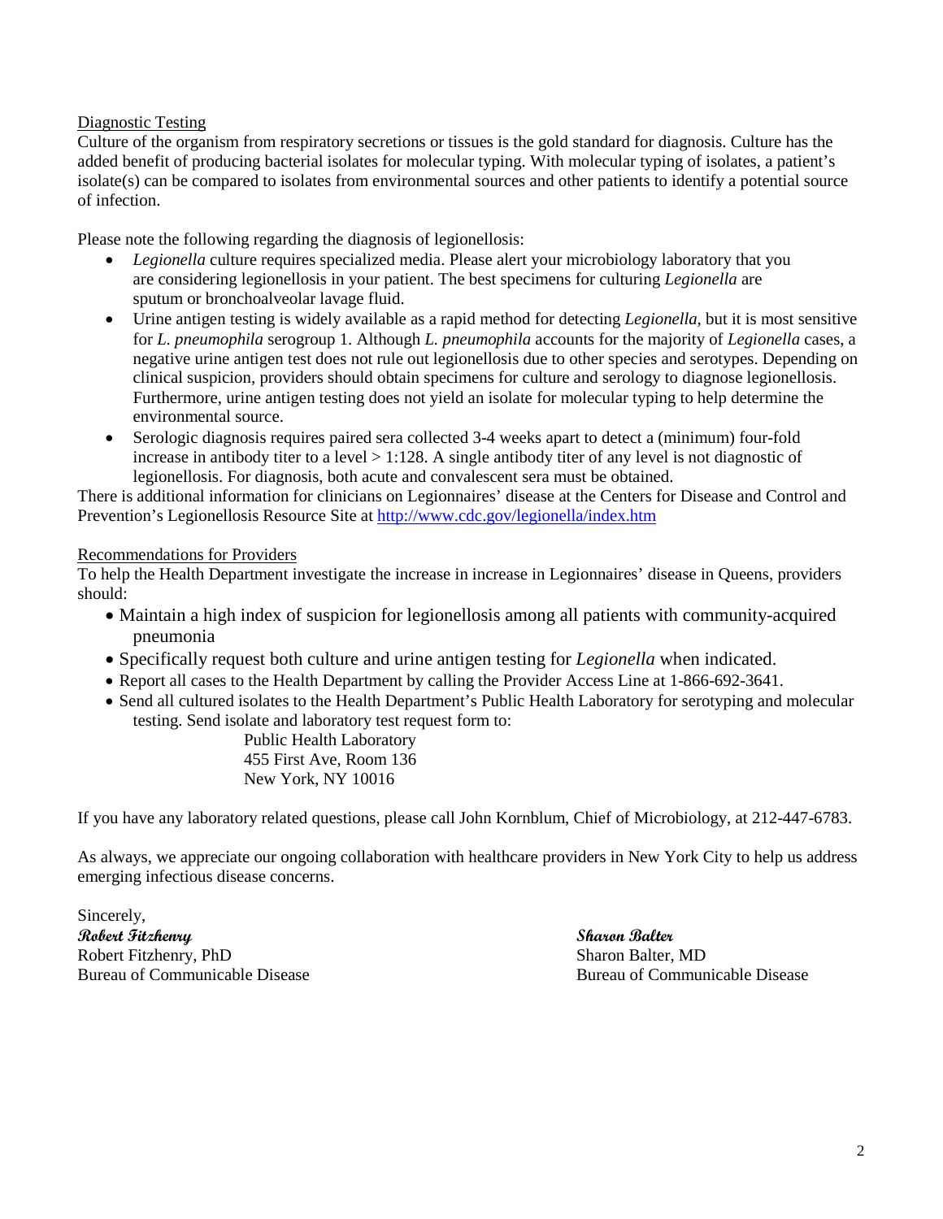Diagnostic Testing

Culture of the organism from respiratory secretions or tissues is the gold standard for diagnosis. Culture has the added benefit of producing bacterial isolates for molecular typing. With molecular typing of isolates, a patient's isolate(s) can be compared to isolates from environmental sources and other patients to identify a potential source of infection.

Please note the following regarding the diagnosis of legionellosis:

- *Legionella* culture requires specialized media. Please alert your microbiology laboratory that you are considering legionellosis in your patient. The best specimens for culturing *Legionella* are sputum or bronchoalveolar lavage fluid.
- Urine antigen testing is widely available as a rapid method for detecting *Legionella,* but it is most sensitive for *L. pneumophila* serogroup 1. Although *L. pneumophila* accounts for the majority of *Legionella* cases, a negative urine antigen test does not rule out legionellosis due to other species and serotypes. Depending on clinical suspicion, providers should obtain specimens for culture and serology to diagnose legionellosis. Furthermore, urine antigen testing does not yield an isolate for molecular typing to help determine the environmental source.
- Serologic diagnosis requires paired sera collected 3-4 weeks apart to detect a (minimum) four-fold increase in antibody titer to a level > 1:128. A single antibody titer of any level is not diagnostic of legionellosis. For diagnosis, both acute and convalescent sera must be obtained.

There is additional information for clinicians on Legionnaires' disease at the Centers for Disease and Control and Prevention's Legionellosis Resource Site at http://www.cdc.gov/legionella/index.htm

Recommendations for Providers

To help the Health Department investigate the increase in increase in Legionnaires' disease in Queens, providers should:

- Maintain a high index of suspicion for legionellosis among all patients with community-acquired pneumonia
- Specifically request both culture and urine antigen testing for *Legionella* when indicated.
- Report all cases to the Health Department by calling the Provider Access Line at 1-866-692-3641.
- Send all cultured isolates to the Health Department's Public Health Laboratory for serotyping and molecular testing. Send isolate and laboratory test request form to:

  Public Health Laboratory
  455 First Ave, Room 136
  New York, NY 10016

If you have any laboratory related questions, please call John Kornblum, Chief of Microbiology, at 212-447-6783.

As always, we appreciate our ongoing collaboration with healthcare providers in New York City to help us address emerging infectious disease concerns.

Sincerely,

*Robert Fitzhenry*
Robert Fitzhenry, PhD
Bureau of Communicable Disease

*Sharon Balter*
Sharon Balter, MD
Bureau of Communicable Disease